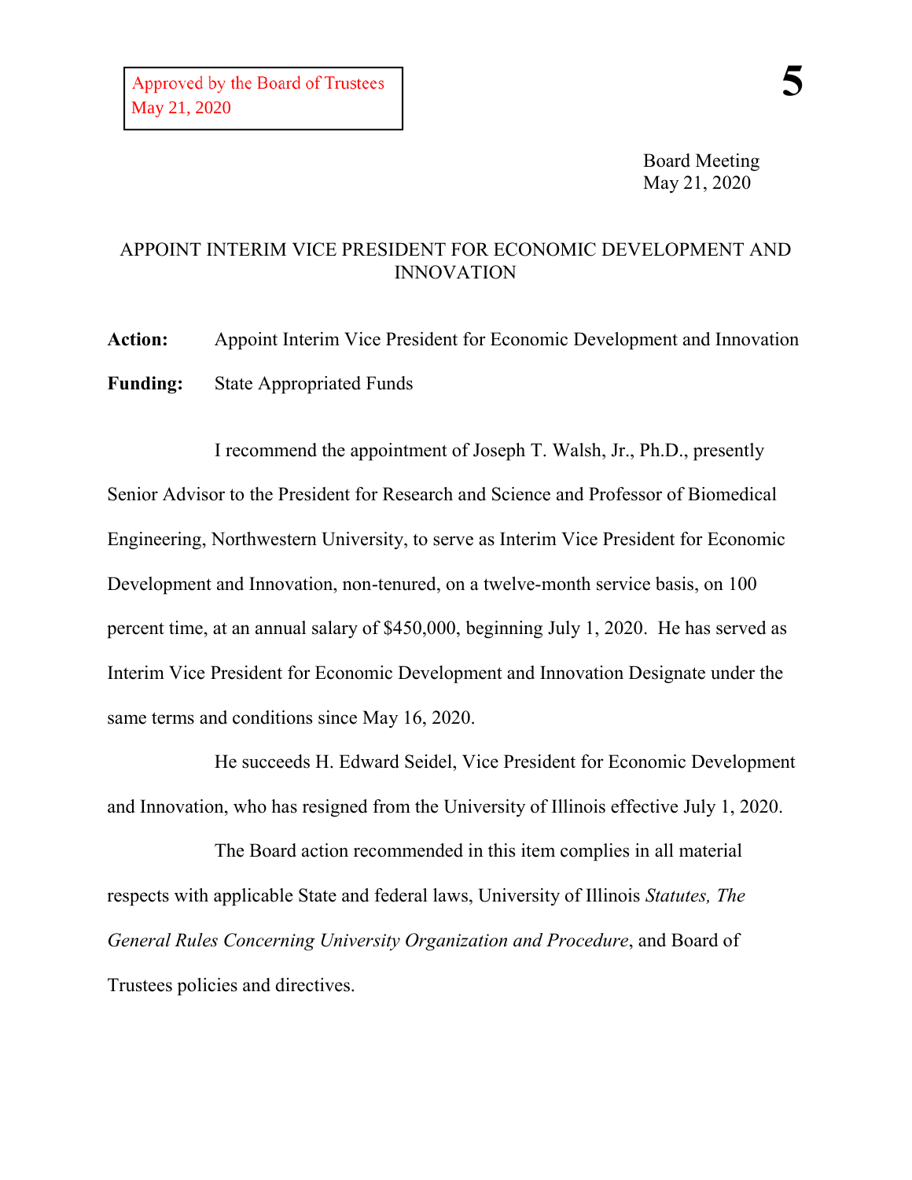Approved by the Board of Trustees
May 21, 2020

Board Meeting
May 21, 2020

# APPOINT INTERIM VICE PRESIDENT FOR ECONOMIC DEVELOPMENT AND INNOVATION

**Action:** Appoint Interim Vice President for Economic Development and Innovation

**Funding:** State Appropriated Funds

I recommend the appointment of Joseph T. Walsh, Jr., Ph.D., presently Senior Advisor to the President for Research and Science and Professor of Biomedical Engineering, Northwestern University, to serve as Interim Vice President for Economic Development and Innovation, non-tenured, on a twelve-month service basis, on 100 percent time, at an annual salary of $450,000, beginning July 1, 2020. He has served as Interim Vice President for Economic Development and Innovation Designate under the same terms and conditions since May 16, 2020.

He succeeds H. Edward Seidel, Vice President for Economic Development and Innovation, who has resigned from the University of Illinois effective July 1, 2020.

The Board action recommended in this item complies in all material respects with applicable State and federal laws, University of Illinois *Statutes, The General Rules Concerning University Organization and Procedure*, and Board of Trustees policies and directives.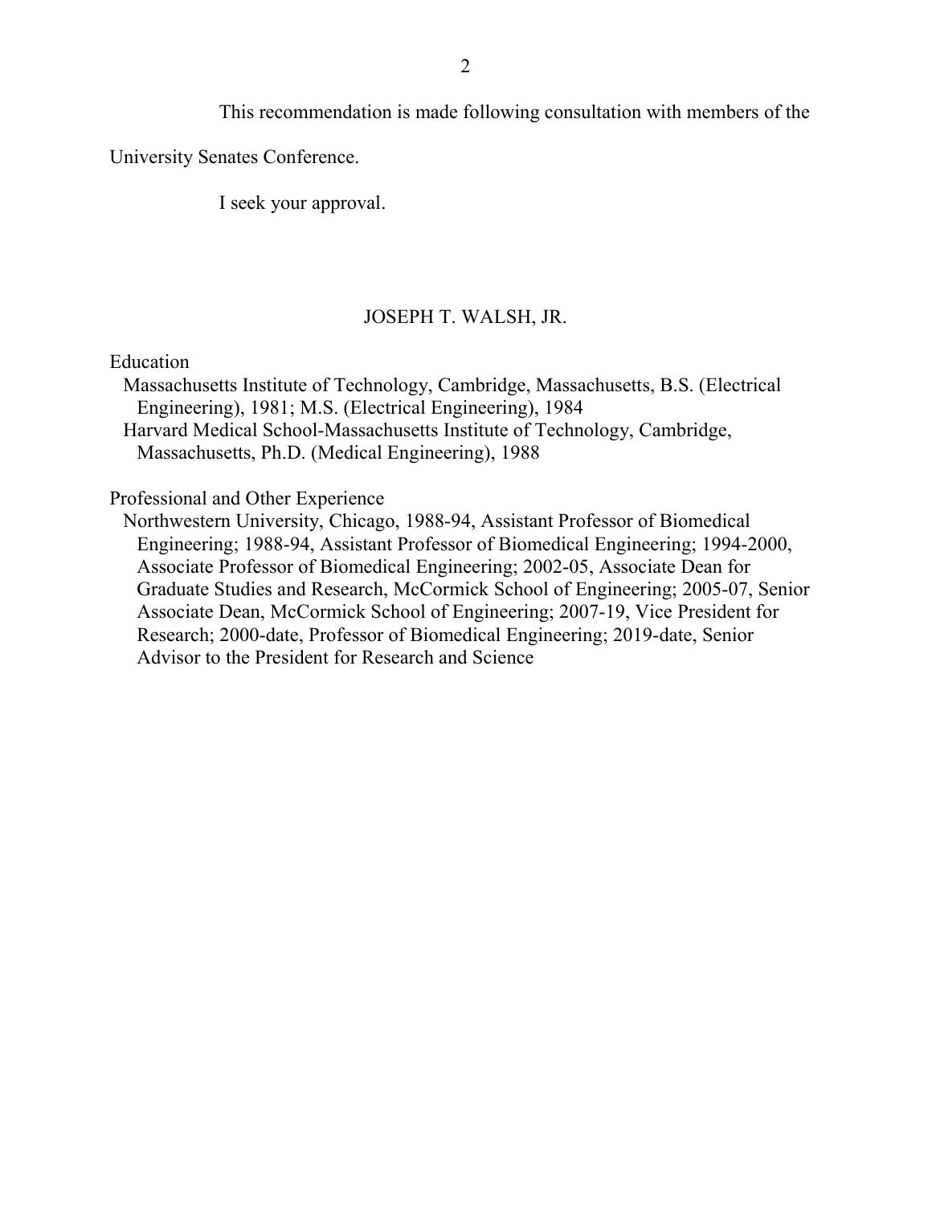This recommendation is made following consultation with members of the University Senates Conference.

I seek your approval.

## JOSEPH T. WALSH, JR.

Education

Massachusetts Institute of Technology, Cambridge, Massachusetts, B.S. (Electrical Engineering), 1981; M.S. (Electrical Engineering), 1984

Harvard Medical School-Massachusetts Institute of Technology, Cambridge, Massachusetts, Ph.D. (Medical Engineering), 1988

Professional and Other Experience

Northwestern University, Chicago, 1988-94, Assistant Professor of Biomedical Engineering; 1988-94, Assistant Professor of Biomedical Engineering; 1994-2000, Associate Professor of Biomedical Engineering; 2002-05, Associate Dean for Graduate Studies and Research, McCormick School of Engineering; 2005-07, Senior Associate Dean, McCormick School of Engineering; 2007-19, Vice President for Research; 2000-date, Professor of Biomedical Engineering; 2019-date, Senior Advisor to the President for Research and Science